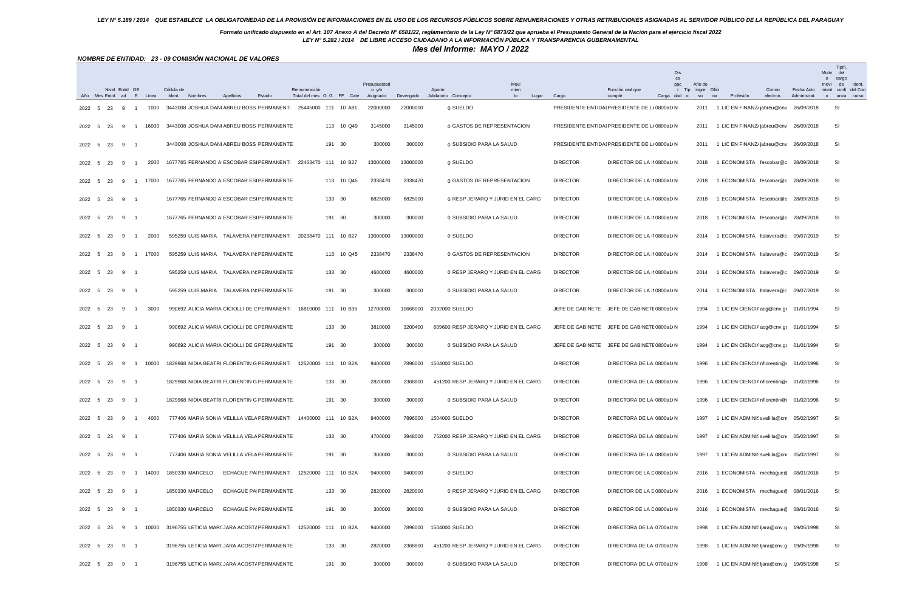*LEY N° 5.189 / 2014 QUE ESTABLECE LA OBLIGATORIEDAD DE LA PROVISIÓN DE INFORMACIONES EN EL USO DE LOS RECURSOS PÚBLICOS SOBRE REMUNERACIONES Y OTRAS RETRIBUCIONES ASIGNADAS AL SERVIDOR PÚBLICO DE LA REPÚBLICA DEL PARAGUAY*

*Formato unificado dispuesto en el Art. 107 Anexo A del Decreto Nº 6581/22, reglamentario de la Ley Nº 6873/22 que aprueba el Presupuesto General de la Nación para el ejercicio fiscal 2022*

*LEY N° 5.282 / 2014 DE LIBRE ACCESO CIUDADANO A LA INFORMACIÓN PÚBLICA Y TRANSPARENCIA GUBERNAMENTAL*

***Mes del Informe: MAYO / 2022***

***NOMBRE DE ENTIDAD: 23 - 09 COMISIÓN NACIONAL DE VALORES***

| Año | Mes | Nivel Entid | Entid ad | OE | Linea | Cédula de Ident. | Nombres | Apellidos | Estado | Remuneración Total del mes | O. G. | FF | Cate | Presupuestado o y/o Asignado | Devengado | Aporte Jubilatorio | Concepto | Movimiento | Lugar | Cargo | Función real que cumple | Carga | Discapacidad | Tipo | Año de ingreso | Oficina | Profesión | Correo electron. | Fecha Acto Administrat. | Motivo movimiento | Tipificación del cargo de confianza | Ident. del Concurso |
|---|---|---|---|---|---|---|---|---|---|---|---|---|---|---|---|---|---|---|---|---|---|---|---|---|---|---|---|---|---|---|---|---|
| 2022 | 5 | 23 | 9 | 1 | 1000 | 3443008 | JOSHUA DANI | ABREU BOSS | PERMANENTI | 25445000 | 111 | 10 | A81 | 22000000 | 22000000 | 0 | SUELDO | | | PRESIDENTE ENTIDAI | PRESIDENTE DE L/ | 0800a1 | N | | 2011 | 1 | LIC EN FINANZ/ | jabreu@cnv | 26/09/2018 | | SI | |
| 2022 | 5 | 23 | 9 | 1 | 16000 | 3443008 | JOSHUA DANI | ABREU BOSS | PERMANENTE | | 113 | 10 | Q49 | 3145000 | 3145000 | 0 | GASTOS DE REPRESENTACION | | | PRESIDENTE ENTIDAI | PRESIDENTE DE L/ | 0800a1 | N | | 2011 | 1 | LIC EN FINANZ/ | jabreu@cnv | 26/09/2018 | | SI | |
| 2022 | 5 | 23 | 9 | 1 | | 3443008 | JOSHUA DANI | ABREU BOSS | PERMANENTE | | 191 | 30 | | 300000 | 300000 | 0 | SUBSIDIO PARA LA SALUD | | | PRESIDENTE ENTIDAI | PRESIDENTE DE L/ | 0800a1 | N | | 2011 | 1 | LIC EN FINANZ/ | jabreu@cnv | 26/09/2018 | | SI | |
| 2022 | 5 | 23 | 9 | 1 | 2000 | 1677765 | FERNANDO A | ESCOBAR ESI | PERMANENTI | 22463470 | 111 | 10 | B27 | 13000000 | 13000000 | 0 | SUELDO | | | DIRECTOR | DIRECTOR DE LA I | 0800a1 | N | | 2018 | 1 | ECONOMISTA | fescobar@c | 28/09/2018 | | SI | |
| 2022 | 5 | 23 | 9 | 1 | 17000 | 1677765 | FERNANDO A | ESCOBAR ESI | PERMANENTE | | 113 | 10 | Q45 | 2338470 | 2338470 | 0 | GASTOS DE REPRESENTACION | | | DIRECTOR | DIRECTOR DE LA I | 0800a1 | N | | 2018 | 1 | ECONOMISTA | fescobar@c | 28/09/2018 | | SI | |
| 2022 | 5 | 23 | 9 | 1 | | 1677765 | FERNANDO A | ESCOBAR ESI | PERMANENTE | | 133 | 30 | | 6825000 | 6825000 | 0 | RESP JERARQ Y JURID EN EL CARG | | | DIRECTOR | DIRECTOR DE LA I | 0800a1 | N | | 2018 | 1 | ECONOMISTA | fescobar@c | 28/09/2018 | | SI | |
| 2022 | 5 | 23 | 9 | 1 | | 1677765 | FERNANDO A | ESCOBAR ESI | PERMANENTE | | 191 | 30 | | 300000 | 300000 | 0 | SUBSIDIO PARA LA SALUD | | | DIRECTOR | DIRECTOR DE LA I | 0800a1 | N | | 2018 | 1 | ECONOMISTA | fescobar@c | 28/09/2018 | | SI | |
| 2022 | 5 | 23 | 9 | 1 | 2000 | 595259 | LUIS MARIA | TALAVERA IN | PERMANENTI | 20238470 | 111 | 10 | B27 | 13000000 | 13000000 | 0 | SUELDO | | | DIRECTOR | DIRECTOR DE LA I | 0800a1 | N | | 2014 | 1 | ECONOMISTA | ltalavera@c | 09/07/2019 | | SI | |
| 2022 | 5 | 23 | 9 | 1 | 17000 | 595259 | LUIS MARIA | TALAVERA IN | PERMANENTE | | 113 | 10 | Q45 | 2338470 | 2338470 | 0 | GASTOS DE REPRESENTACION | | | DIRECTOR | DIRECTOR DE LA I | 0800a1 | N | | 2014 | 1 | ECONOMISTA | ltalavera@c | 09/07/2019 | | SI | |
| 2022 | 5 | 23 | 9 | 1 | | 595259 | LUIS MARIA | TALAVERA IN | PERMANENTE | | 133 | 30 | | 4600000 | 4600000 | 0 | RESP JERARQ Y JURID EN EL CARG | | | DIRECTOR | DIRECTOR DE LA I | 0800a1 | N | | 2014 | 1 | ECONOMISTA | ltalavera@c | 09/07/2019 | | SI | |
| 2022 | 5 | 23 | 9 | 1 | | 595259 | LUIS MARIA | TALAVERA IN | PERMANENTE | | 191 | 30 | | 300000 | 300000 | 0 | SUBSIDIO PARA LA SALUD | | | DIRECTOR | DIRECTOR DE LA I | 0800a1 | N | | 2014 | 1 | ECONOMISTA | ltalavera@c | 09/07/2019 | | SI | |
| 2022 | 5 | 23 | 9 | 1 | 3000 | 990692 | ALICIA MARIA | CICIOLLI DE C | PERMANENTI | 16810000 | 111 | 10 | B36 | 12700000 | 10668000 | 2032000 | SUELDO | | | JEFE DE GABINETE | JEFE DE GABINETE | 0800a1 | N | | 1994 | 1 | LIC EN CIENCI/ | acg@cnv.gc | 01/01/1994 | | SI | |
| 2022 | 5 | 23 | 9 | 1 | | 990692 | ALICIA MARIA | CICIOLLI DE C | PERMANENTE | | 133 | 30 | | 3810000 | 3200400 | 609600 | RESP JERARQ Y JURID EN EL CARG | | | JEFE DE GABINETE | JEFE DE GABINETE | 0800a1 | N | | 1994 | 1 | LIC EN CIENCI/ | acg@cnv.gc | 01/01/1994 | | SI | |
| 2022 | 5 | 23 | 9 | 1 | | 990692 | ALICIA MARIA | CICIOLLI DE C | PERMANENTE | | 191 | 30 | | 300000 | 300000 | 0 | SUBSIDIO PARA LA SALUD | | | JEFE DE GABINETE | JEFE DE GABINETE | 0800a1 | N | | 1994 | 1 | LIC EN CIENCI/ | acg@cnv.gc | 01/01/1994 | | SI | |
| 2022 | 5 | 23 | 9 | 1 | 10000 | 1829968 | NIDIA BEATRI | FLORENTIN G | PERMANENTI | 12520000 | 111 | 10 | B2A | 9400000 | 7896000 | 1504000 | SUELDO | | | DIRECTOR | DIRECTORA DE LA | 0800a1 | N | | 1996 | 1 | LIC EN CIENCI/ | nflorentin@ | 01/02/1996 | | SI | |
| 2022 | 5 | 23 | 9 | 1 | | 1829968 | NIDIA BEATRI | FLORENTIN G | PERMANENTE | | 133 | 30 | | 2820000 | 2368800 | 451200 | RESP JERARQ Y JURID EN EL CARG | | | DIRECTOR | DIRECTORA DE LA | 0800a1 | N | | 1996 | 1 | LIC EN CIENCI/ | nflorentin@ | 01/02/1996 | | SI | |
| 2022 | 5 | 23 | 9 | 1 | | 1829968 | NIDIA BEATRI | FLORENTIN G | PERMANENTE | | 191 | 30 | | 300000 | 300000 | 0 | SUBSIDIO PARA LA SALUD | | | DIRECTOR | DIRECTORA DE LA | 0800a1 | N | | 1996 | 1 | LIC EN CIENCI/ | nflorentin@ | 01/02/1996 | | SI | |
| 2022 | 5 | 23 | 9 | 1 | 4000 | 777406 | MARIA SONIA | VELILLA VELA | PERMANENTI | 14400000 | 111 | 10 | B2A | 9400000 | 7896000 | 1504000 | SUELDO | | | DIRECTOR | DIRECTORA DE LA | 0800a1 | N | | 1997 | 1 | LIC EN ADMINIS | svelilla@cn | 05/02/1997 | | SI | |
| 2022 | 5 | 23 | 9 | 1 | | 777406 | MARIA SONIA | VELILLA VELA | PERMANENTE | | 133 | 30 | | 4700000 | 3948000 | 752000 | RESP JERARQ Y JURID EN EL CARG | | | DIRECTOR | DIRECTORA DE LA | 0800a1 | N | | 1997 | 1 | LIC EN ADMINIS | svelilla@cn | 05/02/1997 | | SI | |
| 2022 | 5 | 23 | 9 | 1 | | 777406 | MARIA SONIA | VELILLA VELA | PERMANENTE | | 191 | 30 | | 300000 | 300000 | 0 | SUBSIDIO PARA LA SALUD | | | DIRECTOR | DIRECTORA DE LA | 0800a1 | N | | 1997 | 1 | LIC EN ADMINIS | svelilla@cn | 05/02/1997 | | SI | |
| 2022 | 5 | 23 | 9 | 1 | 14000 | 1850330 | MARCELO | ECHAGUE PA | PERMANENTI | 12520000 | 111 | 10 | B2A | 9400000 | 9400000 | 0 | SUELDO | | | DIRECTOR | DIRECTOR DE LA D | 0800a1 | N | | 2016 | 1 | ECONOMISTA | mechague@ | 08/01/2016 | | SI | |
| 2022 | 5 | 23 | 9 | 1 | | 1850330 | MARCELO | ECHAGUE PA | PERMANENTE | | 133 | 30 | | 2820000 | 2820000 | 0 | RESP JERARQ Y JURID EN EL CARG | | | DIRECTOR | DIRECTOR DE LA D | 0800a1 | N | | 2016 | 1 | ECONOMISTA | mechague@ | 08/01/2016 | | SI | |
| 2022 | 5 | 23 | 9 | 1 | | 1850330 | MARCELO | ECHAGUE PA | PERMANENTE | | 191 | 30 | | 300000 | 300000 | 0 | SUBSIDIO PARA LA SALUD | | | DIRECTOR | DIRECTOR DE LA D | 0800a1 | N | | 2016 | 1 | ECONOMISTA | mechague@ | 08/01/2016 | | SI | |
| 2022 | 5 | 23 | 9 | 1 | 10000 | 3196755 | LETICIA MAR | JARA ACOST/ | PERMANENTI | 12520000 | 111 | 10 | B2A | 9400000 | 7896000 | 1504000 | SUELDO | | | DIRECTOR | DIRECTORA DE LA | 0700a1 | N | | 1998 | 1 | LIC EN ADMINIS | ljara@cnv.g | 19/05/1998 | | SI | |
| 2022 | 5 | 23 | 9 | 1 | | 3196755 | LETICIA MAR | JARA ACOST/ | PERMANENTE | | 133 | 30 | | 2820000 | 2368800 | 451200 | RESP JERARQ Y JURID EN EL CARG | | | DIRECTOR | DIRECTORA DE LA | 0700a1 | N | | 1998 | 1 | LIC EN ADMINIS | ljara@cnv.g | 19/05/1998 | | SI | |
| 2022 | 5 | 23 | 9 | 1 | | 3196755 | LETICIA MAR | JARA ACOST/ | PERMANENTE | | 191 | 30 | | 300000 | 300000 | 0 | SUBSIDIO PARA LA SALUD | | | DIRECTOR | DIRECTORA DE LA | 0700a1 | N | | 1998 | 1 | LIC EN ADMINIS | ljara@cnv.g | 19/05/1998 | | SI | |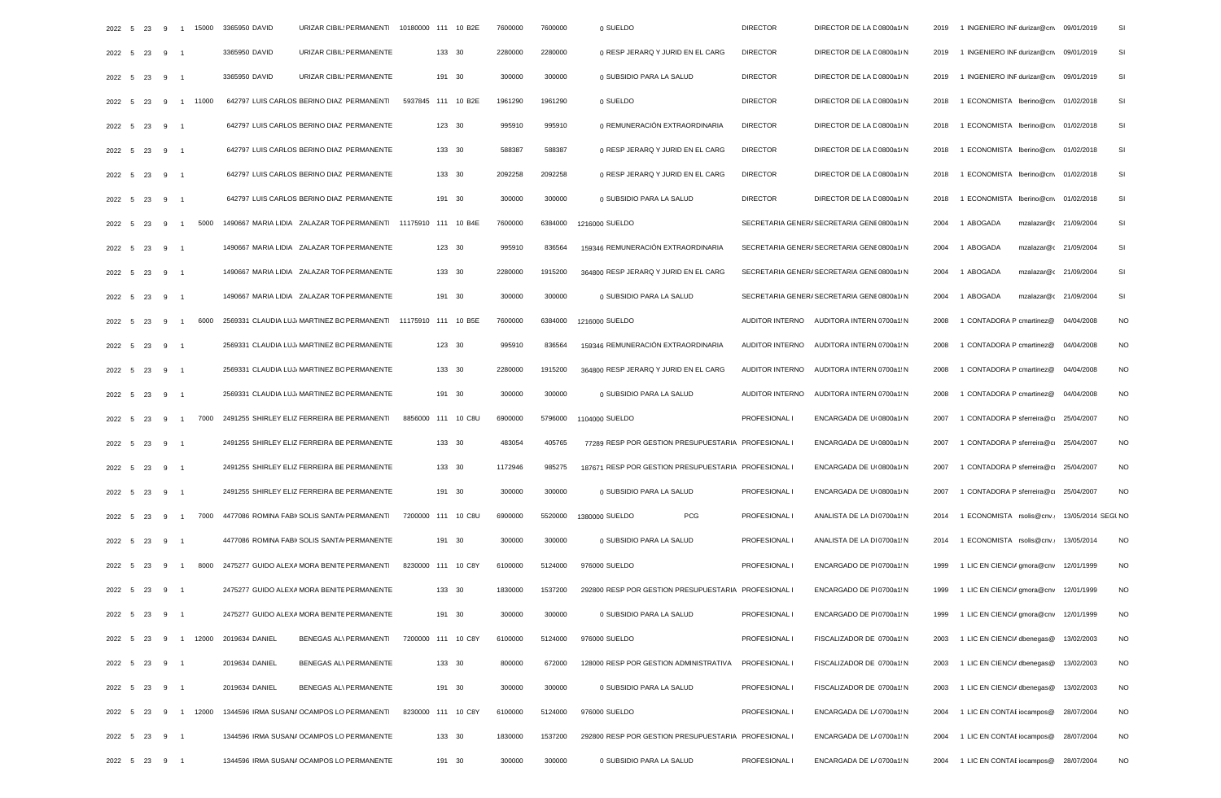| | | | | | | | | | | | | | | | | | | | | | | | | | | |
|---|---|---|---|---|---|---|---|---|---|---|---|---|---|---|---|---|---|---|---|---|---|---|---|---|---|---|
| 2022 | 5 | 23 | 9 | 1 | 15000 | 3365950 DAVID | URIZAR CIBILS | PERMANENTI | 10180000 | 111 | 10 B2E | 7600000 | 7600000 | 0 | SUELDO | | DIRECTOR | DIRECTOR DE LA D | 0800a1 | N | 2019 | 1 | INGENIERO INF | durizar@cn | 09/01/2019 | SI |
| 2022 | 5 | 23 | 9 | 1 | | 3365950 DAVID | URIZAR CIBILS | PERMANENTE | | 133 | 30 | 2280000 | 2280000 | 0 | RESP JERARQ Y JURID EN EL CARG | | DIRECTOR | DIRECTOR DE LA D | 0800a1 | N | 2019 | 1 | INGENIERO INF | durizar@cn | 09/01/2019 | SI |
| 2022 | 5 | 23 | 9 | 1 | | 3365950 DAVID | URIZAR CIBILS | PERMANENTE | | 191 | 30 | 300000 | 300000 | 0 | SUBSIDIO PARA LA SALUD | | DIRECTOR | DIRECTOR DE LA D | 0800a1 | N | 2019 | 1 | INGENIERO INF | durizar@cn | 09/01/2019 | SI |
| 2022 | 5 | 23 | 9 | 1 | 11000 | 642797 LUIS CARLOS | BERINO DIAZ | PERMANENTI | 5937845 | 111 | 10 B2E | 1961290 | 1961290 | 0 | SUELDO | | DIRECTOR | DIRECTOR DE LA D | 0800a1 | N | 2018 | 1 | ECONOMISTA | lberino@cn | 01/02/2018 | SI |
| 2022 | 5 | 23 | 9 | 1 | | 642797 LUIS CARLOS | BERINO DIAZ | PERMANENTE | | 123 | 30 | 995910 | 995910 | 0 | REMUNERACIÓN EXTRAORDINARIA | | DIRECTOR | DIRECTOR DE LA D | 0800a1 | N | 2018 | 1 | ECONOMISTA | lberino@cn | 01/02/2018 | SI |
| 2022 | 5 | 23 | 9 | 1 | | 642797 LUIS CARLOS | BERINO DIAZ | PERMANENTE | | 133 | 30 | 588387 | 588387 | 0 | RESP JERARQ Y JURID EN EL CARG | | DIRECTOR | DIRECTOR DE LA D | 0800a1 | N | 2018 | 1 | ECONOMISTA | lberino@cn | 01/02/2018 | SI |
| 2022 | 5 | 23 | 9 | 1 | | 642797 LUIS CARLOS | BERINO DIAZ | PERMANENTE | | 133 | 30 | 2092258 | 2092258 | 0 | RESP JERARQ Y JURID EN EL CARG | | DIRECTOR | DIRECTOR DE LA D | 0800a1 | N | 2018 | 1 | ECONOMISTA | lberino@cn | 01/02/2018 | SI |
| 2022 | 5 | 23 | 9 | 1 | | 642797 LUIS CARLOS | BERINO DIAZ | PERMANENTE | | 191 | 30 | 300000 | 300000 | 0 | SUBSIDIO PARA LA SALUD | | DIRECTOR | DIRECTOR DE LA D | 0800a1 | N | 2018 | 1 | ECONOMISTA | lberino@cn | 01/02/2018 | SI |
| 2022 | 5 | 23 | 9 | 1 | 5000 | 1490667 MARIA LIDIA | ZALAZAR TOR | PERMANENTI | 11175910 | 111 | 10 B4E | 7600000 | 6384000 | 1216000 | SUELDO | | SECRETARIA GENER/ | SECRETARIA GENE | 0800a1 | N | 2004 | 1 | ABOGADA | mzalazar@ | 21/09/2004 | SI |
| 2022 | 5 | 23 | 9 | 1 | | 1490667 MARIA LIDIA | ZALAZAR TOR | PERMANENTE | | 123 | 30 | 995910 | 836564 | 159346 | REMUNERACIÓN EXTRAORDINARIA | | SECRETARIA GENER/ | SECRETARIA GENE | 0800a1 | N | 2004 | 1 | ABOGADA | mzalazar@ | 21/09/2004 | SI |
| 2022 | 5 | 23 | 9 | 1 | | 1490667 MARIA LIDIA | ZALAZAR TOR | PERMANENTE | | 133 | 30 | 2280000 | 1915200 | 364800 | RESP JERARQ Y JURID EN EL CARG | | SECRETARIA GENER/ | SECRETARIA GENE | 0800a1 | N | 2004 | 1 | ABOGADA | mzalazar@ | 21/09/2004 | SI |
| 2022 | 5 | 23 | 9 | 1 | | 1490667 MARIA LIDIA | ZALAZAR TOR | PERMANENTE | | 191 | 30 | 300000 | 300000 | 0 | SUBSIDIO PARA LA SALUD | | SECRETARIA GENER/ | SECRETARIA GENE | 0800a1 | N | 2004 | 1 | ABOGADA | mzalazar@ | 21/09/2004 | SI |
| 2022 | 5 | 23 | 9 | 1 | 6000 | 2569331 CLAUDIA LUJ | MARTINEZ BO | PERMANENTI | 11175910 | 111 | 10 B5E | 7600000 | 6384000 | 1216000 | SUELDO | | AUDITOR INTERNO | AUDITORA INTERN | 0700a1 | N | 2008 | 1 | CONTADORA P | cmartinez@ | 04/04/2008 | NO |
| 2022 | 5 | 23 | 9 | 1 | | 2569331 CLAUDIA LUJ | MARTINEZ BO | PERMANENTE | | 123 | 30 | 995910 | 836564 | 159346 | REMUNERACIÓN EXTRAORDINARIA | | AUDITOR INTERNO | AUDITORA INTERN | 0700a1 | N | 2008 | 1 | CONTADORA P | cmartinez@ | 04/04/2008 | NO |
| 2022 | 5 | 23 | 9 | 1 | | 2569331 CLAUDIA LUJ | MARTINEZ BO | PERMANENTE | | 133 | 30 | 2280000 | 1915200 | 364800 | RESP JERARQ Y JURID EN EL CARG | | AUDITOR INTERNO | AUDITORA INTERN | 0700a1 | N | 2008 | 1 | CONTADORA P | cmartinez@ | 04/04/2008 | NO |
| 2022 | 5 | 23 | 9 | 1 | | 2569331 CLAUDIA LUJ | MARTINEZ BO | PERMANENTE | | 191 | 30 | 300000 | 300000 | 0 | SUBSIDIO PARA LA SALUD | | AUDITOR INTERNO | AUDITORA INTERN | 0700a1 | N | 2008 | 1 | CONTADORA P | cmartinez@ | 04/04/2008 | NO |
| 2022 | 5 | 23 | 9 | 1 | 7000 | 2491255 SHIRLEY ELIZ | FERREIRA BE | PERMANENTI | 8856000 | 111 | 10 C8U | 6900000 | 5796000 | 1104000 | SUELDO | | PROFESIONAL I | ENCARGADA DE U | 0800a1 | N | 2007 | 1 | CONTADORA P | sferreira@c | 25/04/2007 | NO |
| 2022 | 5 | 23 | 9 | 1 | | 2491255 SHIRLEY ELIZ | FERREIRA BE | PERMANENTE | | 133 | 30 | 483054 | 405765 | 77289 | RESP POR GESTION PRESUPUESTARIA | | PROFESIONAL I | ENCARGADA DE U | 0800a1 | N | 2007 | 1 | CONTADORA P | sferreira@c | 25/04/2007 | NO |
| 2022 | 5 | 23 | 9 | 1 | | 2491255 SHIRLEY ELIZ | FERREIRA BE | PERMANENTE | | 133 | 30 | 1172946 | 985275 | 187671 | RESP POR GESTION PRESUPUESTARIA | | PROFESIONAL I | ENCARGADA DE U | 0800a1 | N | 2007 | 1 | CONTADORA P | sferreira@c | 25/04/2007 | NO |
| 2022 | 5 | 23 | 9 | 1 | | 2491255 SHIRLEY ELIZ | FERREIRA BE | PERMANENTE | | 191 | 30 | 300000 | 300000 | 0 | SUBSIDIO PARA LA SALUD | | PROFESIONAL I | ENCARGADA DE U | 0800a1 | N | 2007 | 1 | CONTADORA P | sferreira@c | 25/04/2007 | NO |
| 2022 | 5 | 23 | 9 | 1 | 7000 | 4477086 ROMINA FABI | SOLIS SANTA | PERMANENTI | 7200000 | 111 | 10 C8U | 6900000 | 5520000 | 1380000 | SUELDO | PCG | PROFESIONAL I | ANALISTA DE LA DI | 0700a1 | N | 2014 | 1 | ECONOMISTA | rsolis@cnv. | 13/05/2014 | SEGI NO |
| 2022 | 5 | 23 | 9 | 1 | | 4477086 ROMINA FABI | SOLIS SANTA | PERMANENTE | | 191 | 30 | 300000 | 300000 | 0 | SUBSIDIO PARA LA SALUD | | PROFESIONAL I | ANALISTA DE LA DI | 0700a1 | N | 2014 | 1 | ECONOMISTA | rsolis@cnv. | 13/05/2014 | NO |
| 2022 | 5 | 23 | 9 | 1 | 8000 | 2475277 GUIDO ALEXA | MORA BENITE | PERMANENTI | 8230000 | 111 | 10 C8Y | 6100000 | 5124000 | 976000 | SUELDO | | PROFESIONAL I | ENCARGADO DE PI | 0700a1 | N | 1999 | 1 | LIC EN CIENCIA | gmora@cnv | 12/01/1999 | NO |
| 2022 | 5 | 23 | 9 | 1 | | 2475277 GUIDO ALEXA | MORA BENITE | PERMANENTE | | 133 | 30 | 1830000 | 1537200 | 292800 | RESP POR GESTION PRESUPUESTARIA | | PROFESIONAL I | ENCARGADO DE PI | 0700a1 | N | 1999 | 1 | LIC EN CIENCIA | gmora@cnv | 12/01/1999 | NO |
| 2022 | 5 | 23 | 9 | 1 | | 2475277 GUIDO ALEXA | MORA BENITE | PERMANENTE | | 191 | 30 | 300000 | 300000 | 0 | SUBSIDIO PARA LA SALUD | | PROFESIONAL I | ENCARGADO DE PI | 0700a1 | N | 1999 | 1 | LIC EN CIENCIA | gmora@cnv | 12/01/1999 | NO |
| 2022 | 5 | 23 | 9 | 1 | 12000 | 2019634 DANIEL | BENEGAS AL\ | PERMANENTI | 7200000 | 111 | 10 C8Y | 6100000 | 5124000 | 976000 | SUELDO | | PROFESIONAL I | FISCALIZADOR DE | 0700a1 | N | 2003 | 1 | LIC EN CIENCIA | dbenegas@ | 13/02/2003 | NO |
| 2022 | 5 | 23 | 9 | 1 | | 2019634 DANIEL | BENEGAS AL\ | PERMANENTE | | 133 | 30 | 800000 | 672000 | 128000 | RESP POR GESTION ADMINISTRATIVA | | PROFESIONAL I | FISCALIZADOR DE | 0700a1 | N | 2003 | 1 | LIC EN CIENCIA | dbenegas@ | 13/02/2003 | NO |
| 2022 | 5 | 23 | 9 | 1 | | 2019634 DANIEL | BENEGAS AL\ | PERMANENTE | | 191 | 30 | 300000 | 300000 | 0 | SUBSIDIO PARA LA SALUD | | PROFESIONAL I | FISCALIZADOR DE | 0700a1 | N | 2003 | 1 | LIC EN CIENCIA | dbenegas@ | 13/02/2003 | NO |
| 2022 | 5 | 23 | 9 | 1 | 12000 | 1344596 IRMA SUSANA | OCAMPOS LO | PERMANENTI | 8230000 | 111 | 10 C8Y | 6100000 | 5124000 | 976000 | SUELDO | | PROFESIONAL I | ENCARGADA DE LA | 0700a1 | N | 2004 | 1 | LIC EN CONTAI | iocampos@ | 28/07/2004 | NO |
| 2022 | 5 | 23 | 9 | 1 | | 1344596 IRMA SUSANA | OCAMPOS LO | PERMANENTE | | 133 | 30 | 1830000 | 1537200 | 292800 | RESP POR GESTION PRESUPUESTARIA | | PROFESIONAL I | ENCARGADA DE LA | 0700a1 | N | 2004 | 1 | LIC EN CONTAI | iocampos@ | 28/07/2004 | NO |
| 2022 | 5 | 23 | 9 | 1 | | 1344596 IRMA SUSANA | OCAMPOS LO | PERMANENTE | | 191 | 30 | 300000 | 300000 | 0 | SUBSIDIO PARA LA SALUD | | PROFESIONAL I | ENCARGADA DE LA | 0700a1 | N | 2004 | 1 | LIC EN CONTAI | iocampos@ | 28/07/2004 | NO |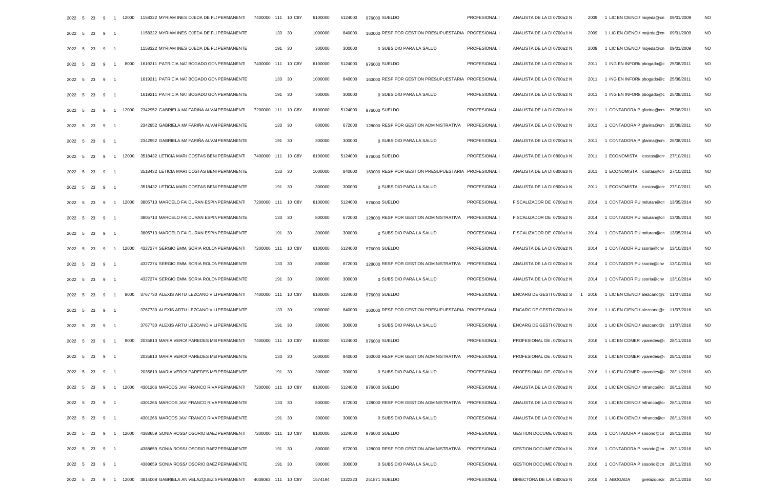| | | | | | | | | | | | | | | | | | | | | | | | | | | | |
|---|---|---|---|---|---|---|---|---|---|---|---|---|---|---|---|---|---|---|---|---|---|---|---|---|---|---|---|
| 2022 | 5 | 23 | 9 | 1 | 12000 | 1158322 | MYRIAM INES | OJEDA DE FL( | PERMANENTI | 7400000 | 111 | 10 | C8Y | 6100000 | 5124000 | 976000 | SUELDO | PROFESIONAL I | ANALISTA DE LA DI | 0700a1! | N | | 2009 | 1 | LIC EN CIENCI/ | mojeda@cn | 09/01/2009 | NO |
| 2022 | 5 | 23 | 9 | 1 | | 1158322 | MYRIAM INES | OJEDA DE FL( | PERMANENTE | | 133 | 30 | | 1000000 | 840000 | 160000 | RESP POR GESTION PRESUPUESTARIA | PROFESIONAL I | ANALISTA DE LA DI | 0700a1! | N | | 2009 | 1 | LIC EN CIENCI/ | mojeda@cn | 09/01/2009 | NO |
| 2022 | 5 | 23 | 9 | 1 | | 1158322 | MYRIAM INES | OJEDA DE FL( | PERMANENTE | | 191 | 30 | | 300000 | 300000 | 0 | SUBSIDIO PARA LA SALUD | PROFESIONAL I | ANALISTA DE LA DI | 0700a1! | N | | 2009 | 1 | LIC EN CIENCI/ | mojeda@cn | 09/01/2009 | NO |
| 2022 | 5 | 23 | 9 | 1 | 8000 | 1619211 | PATRICIA NAT | BOGADO GON | PERMANENTI | 7400000 | 111 | 10 | C8Y | 6100000 | 5124000 | 976000 | SUELDO | PROFESIONAL I | ANALISTA DE LA DI | 0700a1! | N | | 2011 | 1 | ING EN INFORM | pbogado@c | 25/08/2011 | NO |
| 2022 | 5 | 23 | 9 | 1 | | 1619211 | PATRICIA NAT | BOGADO GON | PERMANENTE | | 133 | 30 | | 1000000 | 840000 | 160000 | RESP POR GESTION PRESUPUESTARIA | PROFESIONAL I | ANALISTA DE LA DI | 0700a1! | N | | 2011 | 1 | ING EN INFORM | pbogado@c | 25/08/2011 | NO |
| 2022 | 5 | 23 | 9 | 1 | | 1619211 | PATRICIA NAT | BOGADO GON | PERMANENTE | | 191 | 30 | | 300000 | 300000 | 0 | SUBSIDIO PARA LA SALUD | PROFESIONAL I | ANALISTA DE LA DI | 0700a1! | N | | 2011 | 1 | ING EN INFORM | pbogado@c | 25/08/2011 | NO |
| 2022 | 5 | 23 | 9 | 1 | 12000 | 2342952 | GABRIELA MA | FARIÑA ALVAI | PERMANENTI | 7200000 | 111 | 10 | C8Y | 6100000 | 5124000 | 976000 | SUELDO | PROFESIONAL I | ANALISTA DE LA DI | 0700a1! | N | | 2011 | 1 | CONTADORA P | gfarina@cn | 25/08/2011 | NO |
| 2022 | 5 | 23 | 9 | 1 | | 2342952 | GABRIELA MA | FARIÑA ALVAI | PERMANENTE | | 133 | 30 | | 800000 | 672000 | 128000 | RESP POR GESTION ADMINISTRATIVA | PROFESIONAL I | ANALISTA DE LA DI | 0700a1! | N | | 2011 | 1 | CONTADORA P | gfarina@cn | 25/08/2011 | NO |
| 2022 | 5 | 23 | 9 | 1 | | 2342952 | GABRIELA MA | FARIÑA ALVAI | PERMANENTE | | 191 | 30 | | 300000 | 300000 | 0 | SUBSIDIO PARA LA SALUD | PROFESIONAL I | ANALISTA DE LA DI | 0700a1! | N | | 2011 | 1 | CONTADORA P | gfarina@cn | 25/08/2011 | NO |
| 2022 | 5 | 23 | 9 | 1 | 12000 | 3518432 | LETICIA MARI | COSTAS BENI | PERMANENTI | 7400000 | 111 | 10 | C8Y | 6100000 | 5124000 | 976000 | SUELDO | PROFESIONAL I | ANALISTA DE LA DI | 0800a1/ | N | | 2011 | 1 | ECONOMISTA | lcostas@cn | 27/10/2011 | NO |
| 2022 | 5 | 23 | 9 | 1 | | 3518432 | LETICIA MARI | COSTAS BENI | PERMANENTE | | 133 | 30 | | 1000000 | 840000 | 160000 | RESP POR GESTION PRESUPUESTARIA | PROFESIONAL I | ANALISTA DE LA DI | 0800a1/ | N | | 2011 | 1 | ECONOMISTA | lcostas@cn | 27/10/2011 | NO |
| 2022 | 5 | 23 | 9 | 1 | | 3518432 | LETICIA MARI | COSTAS BENI | PERMANENTE | | 191 | 30 | | 300000 | 300000 | 0 | SUBSIDIO PARA LA SALUD | PROFESIONAL I | ANALISTA DE LA DI | 0800a1/ | N | | 2011 | 1 | ECONOMISTA | lcostas@cn | 27/10/2011 | NO |
| 2022 | 5 | 23 | 9 | 1 | 12000 | 3805713 | MARCELO FAI | DURAN ESPIN | PERMANENTI | 7200000 | 111 | 10 | C8Y | 6100000 | 5124000 | 976000 | SUELDO | PROFESIONAL I | FISCALIZADOR DE | 0700a1! | N | | 2014 | 1 | CONTADOR PU | mduran@cn | 13/05/2014 | NO |
| 2022 | 5 | 23 | 9 | 1 | | 3805713 | MARCELO FAI | DURAN ESPIN | PERMANENTE | | 133 | 30 | | 800000 | 672000 | 128000 | RESP POR GESTION ADMINISTRATIVA | PROFESIONAL I | FISCALIZADOR DE | 0700a1! | N | | 2014 | 1 | CONTADOR PU | mduran@cn | 13/05/2014 | NO |
| 2022 | 5 | 23 | 9 | 1 | | 3805713 | MARCELO FAI | DURAN ESPIN | PERMANENTE | | 191 | 30 | | 300000 | 300000 | 0 | SUBSIDIO PARA LA SALUD | PROFESIONAL I | FISCALIZADOR DE | 0700a1! | N | | 2014 | 1 | CONTADOR PU | mduran@cn | 13/05/2014 | NO |
| 2022 | 5 | 23 | 9 | 1 | 12000 | 4327274 | SERGIO EMM/ | SORIA ROLON | PERMANENTI | 7200000 | 111 | 10 | C8Y | 6100000 | 5124000 | 976000 | SUELDO | PROFESIONAL I | ANALISTA DE LA DI | 0700a1! | N | | 2014 | 1 | CONTADOR PU | ssoria@cnv | 13/10/2014 | NO |
| 2022 | 5 | 23 | 9 | 1 | | 4327274 | SERGIO EMM/ | SORIA ROLON | PERMANENTE | | 133 | 30 | | 800000 | 672000 | 128000 | RESP POR GESTION ADMINISTRATIVA | PROFESIONAL I | ANALISTA DE LA DI | 0700a1! | N | | 2014 | 1 | CONTADOR PU | ssoria@cnv | 13/10/2014 | NO |
| 2022 | 5 | 23 | 9 | 1 | | 4327274 | SERGIO EMM/ | SORIA ROLON | PERMANENTE | | 191 | 30 | | 300000 | 300000 | 0 | SUBSIDIO PARA LA SALUD | PROFESIONAL I | ANALISTA DE LA DI | 0700a1! | N | | 2014 | 1 | CONTADOR PU | ssoria@cnv | 13/10/2014 | NO |
| 2022 | 5 | 23 | 9 | 1 | 8000 | 3767730 | ALEXIS ARTUI | LEZCANO VILI | PERMANENTI | 7400000 | 111 | 10 | C8Y | 6100000 | 5124000 | 976000 | SUELDO | PROFESIONAL I | ENCARG DE GESTI | 0700a1! | S | 1 | 2016 | 1 | LIC EN CIENCI/ | alezcano@c | 11/07/2016 | NO |
| 2022 | 5 | 23 | 9 | 1 | | 3767730 | ALEXIS ARTUI | LEZCANO VILI | PERMANENTE | | 133 | 30 | | 1000000 | 840000 | 160000 | RESP POR GESTION PRESUPUESTARIA | PROFESIONAL I | ENCARG DE GESTI | 0700a1! | N | | 2016 | 1 | LIC EN CIENCI/ | alezcano@c | 11/07/2016 | NO |
| 2022 | 5 | 23 | 9 | 1 | | 3767730 | ALEXIS ARTUI | LEZCANO VILI | PERMANENTE | | 191 | 30 | | 300000 | 300000 | 0 | SUBSIDIO PARA LA SALUD | PROFESIONAL I | ENCARG DE GESTI | 0700a1! | N | | 2016 | 1 | LIC EN CIENCI/ | alezcano@c | 11/07/2016 | NO |
| 2022 | 5 | 23 | 9 | 1 | 8000 | 2035810 | MARIA VERON | PAREDES MEI | PERMANENTI | 7400000 | 111 | 10 | C8Y | 6100000 | 5124000 | 976000 | SUELDO | PROFESIONAL I | PROFESIONAL DE / | 0700a1! | N | | 2016 | 1 | LIC EN COMER | vparedes@ | 28/11/2016 | NO |
| 2022 | 5 | 23 | 9 | 1 | | 2035810 | MARIA VERON | PAREDES MEI | PERMANENTE | | 133 | 30 | | 1000000 | 840000 | 160000 | RESP POR GESTION ADMINISTRATIVA | PROFESIONAL I | PROFESIONAL DE / | 0700a1! | N | | 2016 | 1 | LIC EN COMER | vparedes@ | 28/11/2016 | NO |
| 2022 | 5 | 23 | 9 | 1 | | 2035810 | MARIA VERON | PAREDES MEI | PERMANENTE | | 191 | 30 | | 300000 | 300000 | 0 | SUBSIDIO PARA LA SALUD | PROFESIONAL I | PROFESIONAL DE / | 0700a1! | N | | 2016 | 1 | LIC EN COMER | vparedes@ | 28/11/2016 | NO |
| 2022 | 5 | 23 | 9 | 1 | 12000 | 4301266 | MARCOS JAV | FRANCO RIVA | PERMANENTI | 7200000 | 111 | 10 | C8Y | 6100000 | 5124000 | 976000 | SUELDO | PROFESIONAL I | ANALISTA DE LA DI | 0700a1! | N | | 2016 | 1 | LIC EN CIENCI/ | mfranco@c | 28/11/2016 | NO |
| 2022 | 5 | 23 | 9 | 1 | | 4301266 | MARCOS JAV | FRANCO RIVA | PERMANENTE | | 133 | 30 | | 800000 | 672000 | 128000 | RESP POR GESTION ADMINISTRATIVA | PROFESIONAL I | ANALISTA DE LA DI | 0700a1! | N | | 2016 | 1 | LIC EN CIENCI/ | mfranco@c | 28/11/2016 | NO |
| 2022 | 5 | 23 | 9 | 1 | | 4301266 | MARCOS JAV | FRANCO RIVA | PERMANENTE | | 191 | 30 | | 300000 | 300000 | 0 | SUBSIDIO PARA LA SALUD | PROFESIONAL I | ANALISTA DE LA DI | 0700a1! | N | | 2016 | 1 | LIC EN CIENCI/ | mfranco@c | 28/11/2016 | NO |
| 2022 | 5 | 23 | 9 | 1 | 12000 | 4388659 | SONIA ROSS/ | OSORIO BAEZ | PERMANENTI | 7200000 | 111 | 10 | C8Y | 6100000 | 5124000 | 976000 | SUELDO | PROFESIONAL I | GESTION DOCUME | 0700a1! | N | | 2016 | 1 | CONTADORA P | sosorio@cn | 28/11/2016 | NO |
| 2022 | 5 | 23 | 9 | 1 | | 4388659 | SONIA ROSS/ | OSORIO BAEZ | PERMANENTE | | 191 | 30 | | 800000 | 672000 | 128000 | RESP POR GESTION ADMINISTRATIVA | PROFESIONAL I | GESTION DOCUME | 0700a1! | N | | 2016 | 1 | CONTADORA P | sosorio@cn | 28/11/2016 | NO |
| 2022 | 5 | 23 | 9 | 1 | | 4388659 | SONIA ROSS/ | OSORIO BAEZ | PERMANENTE | | 191 | 30 | | 300000 | 300000 | 0 | SUBSIDIO PARA LA SALUD | PROFESIONAL I | GESTION DOCUME | 0700a1! | N | | 2016 | 1 | CONTADORA P | sosorio@cn | 28/11/2016 | NO |
| 2022 | 5 | 23 | 9 | 1 | 12000 | 3814008 | GABRIELA AN | VELAZQUEZ S | PERMANENTI | 4038063 | 111 | 10 | C8Y | 1574194 | 1322323 | 251871 | SUELDO | PROFESIONAL I | DIRECTORA DE LA | 0800a1/ | N | | 2016 | 1 | ABOGADA | gvelazquez( | 28/11/2016 | NO |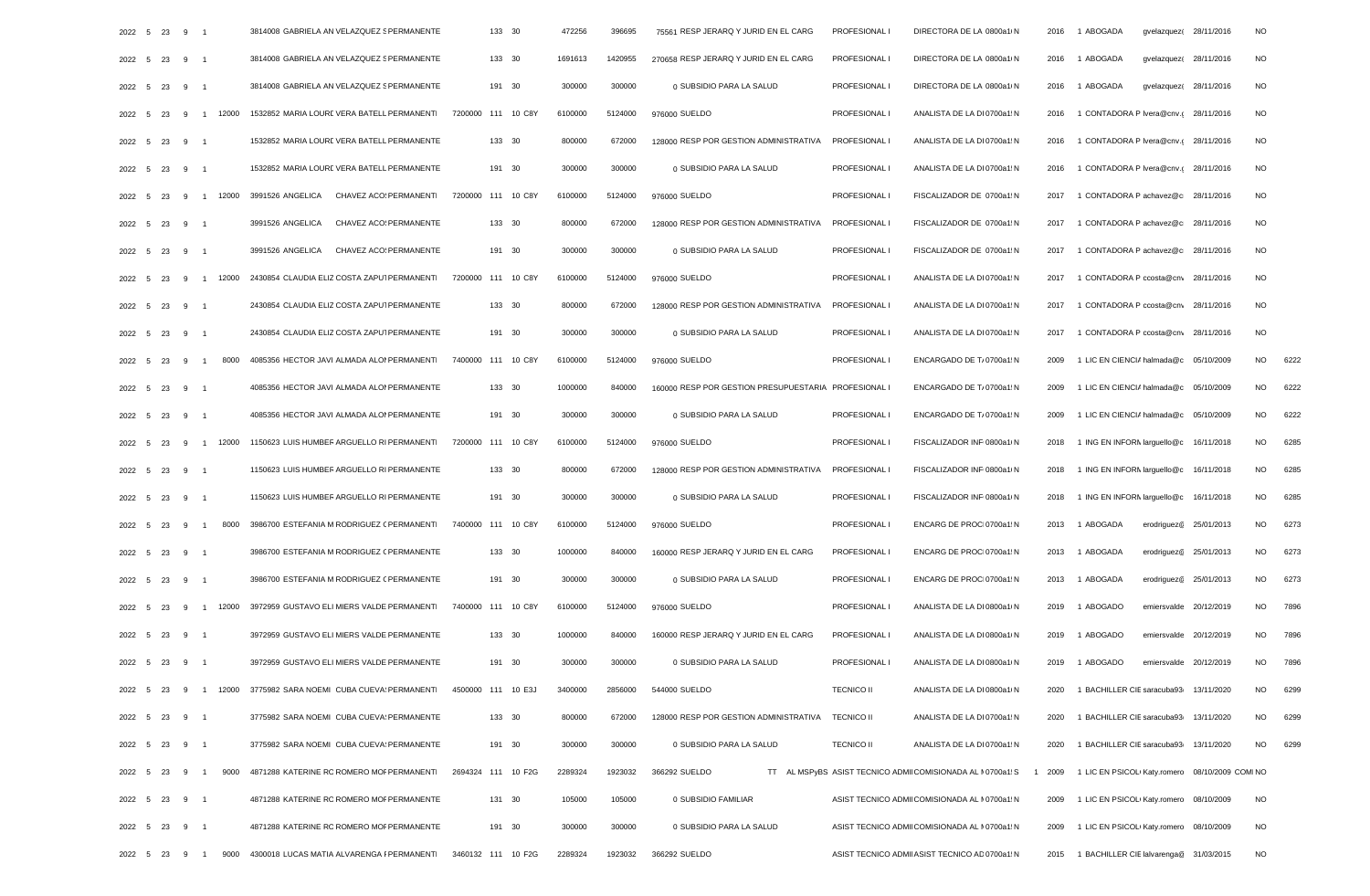| | | | | | | | | | | | | | | | | | | | | | | | | | | | | |
|---|---|---|---|---|---|---|---|---|---|---|---|---|---|---|---|---|---|---|---|---|---|---|---|---|---|---|---|---|
| 2022 | 5 | 23 | 9 | 1 | | 3814008 | GABRIELA AN | VELAZQUEZ S | PERMANENTE | | 133 | 30 | | 472256 | 396695 | 75561 | RESP JERARQ Y JURID EN EL CARG | | PROFESIONAL I | DIRECTORA DE LA | 0800a1 N | 2016 | 1 ABOGADA | gvelazquez( | 28/11/2016 | | NO | |
| 2022 | 5 | 23 | 9 | 1 | | 3814008 | GABRIELA AN | VELAZQUEZ S | PERMANENTE | | 133 | 30 | | 1691613 | 1420955 | 270658 | RESP JERARQ Y JURID EN EL CARG | | PROFESIONAL I | DIRECTORA DE LA | 0800a1 N | 2016 | 1 ABOGADA | gvelazquez( | 28/11/2016 | | NO | |
| 2022 | 5 | 23 | 9 | 1 | | 3814008 | GABRIELA AN | VELAZQUEZ S | PERMANENTE | | 191 | 30 | | 300000 | 300000 | 0 | SUBSIDIO PARA LA SALUD | | PROFESIONAL I | DIRECTORA DE LA | 0800a1 N | 2016 | 1 ABOGADA | gvelazquez( | 28/11/2016 | | NO | |
| 2022 | 5 | 23 | 9 | 1 | 12000 | 1532852 | MARIA LOURD | VERA BATELL | PERMANENTI | 7200000 | 111 | 10 | C8Y | 6100000 | 5124000 | 976000 | SUELDO | | PROFESIONAL I | ANALISTA DE LA DI | 0700a1 N | 2016 | 1 CONTADORA P | lvera@cnv.( | 28/11/2016 | | NO | |
| 2022 | 5 | 23 | 9 | 1 | | 1532852 | MARIA LOURD | VERA BATELL | PERMANENTE | | 133 | 30 | | 800000 | 672000 | 128000 | RESP POR GESTION ADMINISTRATIVA | | PROFESIONAL I | ANALISTA DE LA DI | 0700a1 N | 2016 | 1 CONTADORA P | lvera@cnv.( | 28/11/2016 | | NO | |
| 2022 | 5 | 23 | 9 | 1 | | 1532852 | MARIA LOURD | VERA BATELL | PERMANENTE | | 191 | 30 | | 300000 | 300000 | 0 | SUBSIDIO PARA LA SALUD | | PROFESIONAL I | ANALISTA DE LA DI | 0700a1 N | 2016 | 1 CONTADORA P | lvera@cnv.( | 28/11/2016 | | NO | |
| 2022 | 5 | 23 | 9 | 1 | 12000 | 3991526 | ANGELICA | CHAVEZ ACO | PERMANENTI | 7200000 | 111 | 10 | C8Y | 6100000 | 5124000 | 976000 | SUELDO | | PROFESIONAL I | FISCALIZADOR DE | 0700a1 N | 2017 | 1 CONTADORA P | achavez@c | 28/11/2016 | | NO | |
| 2022 | 5 | 23 | 9 | 1 | | 3991526 | ANGELICA | CHAVEZ ACO | PERMANENTE | | 133 | 30 | | 800000 | 672000 | 128000 | RESP POR GESTION ADMINISTRATIVA | | PROFESIONAL I | FISCALIZADOR DE | 0700a1 N | 2017 | 1 CONTADORA P | achavez@c | 28/11/2016 | | NO | |
| 2022 | 5 | 23 | 9 | 1 | | 3991526 | ANGELICA | CHAVEZ ACO | PERMANENTE | | 191 | 30 | | 300000 | 300000 | 0 | SUBSIDIO PARA LA SALUD | | PROFESIONAL I | FISCALIZADOR DE | 0700a1 N | 2017 | 1 CONTADORA P | achavez@c | 28/11/2016 | | NO | |
| 2022 | 5 | 23 | 9 | 1 | 12000 | 2430854 | CLAUDIA ELIZ | COSTA ZAPUT | PERMANENTI | 7200000 | 111 | 10 | C8Y | 6100000 | 5124000 | 976000 | SUELDO | | PROFESIONAL I | ANALISTA DE LA DI | 0700a1 N | 2017 | 1 CONTADORA P | ccosta@cnv | 28/11/2016 | | NO | |
| 2022 | 5 | 23 | 9 | 1 | | 2430854 | CLAUDIA ELIZ | COSTA ZAPUT | PERMANENTE | | 133 | 30 | | 800000 | 672000 | 128000 | RESP POR GESTION ADMINISTRATIVA | | PROFESIONAL I | ANALISTA DE LA DI | 0700a1 N | 2017 | 1 CONTADORA P | ccosta@cnv | 28/11/2016 | | NO | |
| 2022 | 5 | 23 | 9 | 1 | | 2430854 | CLAUDIA ELIZ | COSTA ZAPUT | PERMANENTE | | 191 | 30 | | 300000 | 300000 | 0 | SUBSIDIO PARA LA SALUD | | PROFESIONAL I | ANALISTA DE LA DI | 0700a1 N | 2017 | 1 CONTADORA P | ccosta@cnv | 28/11/2016 | | NO | |
| 2022 | 5 | 23 | 9 | 1 | 8000 | 4085356 | HECTOR JAVI | ALMADA ALON | PERMANENTI | 7400000 | 111 | 10 | C8Y | 6100000 | 5124000 | 976000 | SUELDO | | PROFESIONAL I | ENCARGADO DE T | 0700a1 N | 2009 | 1 LIC EN CIENCIA | halmada@c | 05/10/2009 | | NO | 6222 |
| 2022 | 5 | 23 | 9 | 1 | | 4085356 | HECTOR JAVI | ALMADA ALON | PERMANENTE | | 133 | 30 | | 1000000 | 840000 | 160000 | RESP POR GESTION PRESUPUESTARIA | | PROFESIONAL I | ENCARGADO DE T | 0700a1 N | 2009 | 1 LIC EN CIENCIA | halmada@c | 05/10/2009 | | NO | 6222 |
| 2022 | 5 | 23 | 9 | 1 | | 4085356 | HECTOR JAVI | ALMADA ALON | PERMANENTE | | 191 | 30 | | 300000 | 300000 | 0 | SUBSIDIO PARA LA SALUD | | PROFESIONAL I | ENCARGADO DE T | 0700a1 N | 2009 | 1 LIC EN CIENCIA | halmada@c | 05/10/2009 | | NO | 6222 |
| 2022 | 5 | 23 | 9 | 1 | 12000 | 1150623 | LUIS HUMBEF | ARGUELLO RI | PERMANENTI | 7200000 | 111 | 10 | C8Y | 6100000 | 5124000 | 976000 | SUELDO | | PROFESIONAL I | FISCALIZADOR INF | 0800a1 N | 2018 | 1 ING EN INFORM | larguello@c | 16/11/2018 | | NO | 6285 |
| 2022 | 5 | 23 | 9 | 1 | | 1150623 | LUIS HUMBEF | ARGUELLO RI | PERMANENTE | | 133 | 30 | | 800000 | 672000 | 128000 | RESP POR GESTION ADMINISTRATIVA | | PROFESIONAL I | FISCALIZADOR INF | 0800a1 N | 2018 | 1 ING EN INFORM | larguello@c | 16/11/2018 | | NO | 6285 |
| 2022 | 5 | 23 | 9 | 1 | | 1150623 | LUIS HUMBEF | ARGUELLO RI | PERMANENTE | | 191 | 30 | | 300000 | 300000 | 0 | SUBSIDIO PARA LA SALUD | | PROFESIONAL I | FISCALIZADOR INF | 0800a1 N | 2018 | 1 ING EN INFORM | larguello@c | 16/11/2018 | | NO | 6285 |
| 2022 | 5 | 23 | 9 | 1 | 8000 | 3986700 | ESTEFANIA M | RODRIGUEZ ( | PERMANENTI | 7400000 | 111 | 10 | C8Y | 6100000 | 5124000 | 976000 | SUELDO | | PROFESIONAL I | ENCARG DE PROC | 0700a1 N | 2013 | 1 ABOGADA | erodriguez@ | 25/01/2013 | | NO | 6273 |
| 2022 | 5 | 23 | 9 | 1 | | 3986700 | ESTEFANIA M | RODRIGUEZ ( | PERMANENTE | | 133 | 30 | | 1000000 | 840000 | 160000 | RESP JERARQ Y JURID EN EL CARG | | PROFESIONAL I | ENCARG DE PROC | 0700a1 N | 2013 | 1 ABOGADA | erodriguez@ | 25/01/2013 | | NO | 6273 |
| 2022 | 5 | 23 | 9 | 1 | | 3986700 | ESTEFANIA M | RODRIGUEZ ( | PERMANENTE | | 191 | 30 | | 300000 | 300000 | 0 | SUBSIDIO PARA LA SALUD | | PROFESIONAL I | ENCARG DE PROC | 0700a1 N | 2013 | 1 ABOGADA | erodriguez@ | 25/01/2013 | | NO | 6273 |
| 2022 | 5 | 23 | 9 | 1 | 12000 | 3972959 | GUSTAVO ELI | MIERS VALDE | PERMANENTI | 7400000 | 111 | 10 | C8Y | 6100000 | 5124000 | 976000 | SUELDO | | PROFESIONAL I | ANALISTA DE LA DI | 0800a1 N | 2019 | 1 ABOGADO | emiersvalde | 20/12/2019 | | NO | 7896 |
| 2022 | 5 | 23 | 9 | 1 | | 3972959 | GUSTAVO ELI | MIERS VALDE | PERMANENTE | | 133 | 30 | | 1000000 | 840000 | 160000 | RESP JERARQ Y JURID EN EL CARG | | PROFESIONAL I | ANALISTA DE LA DI | 0800a1 N | 2019 | 1 ABOGADO | emiersvalde | 20/12/2019 | | NO | 7896 |
| 2022 | 5 | 23 | 9 | 1 | | 3972959 | GUSTAVO ELI | MIERS VALDE | PERMANENTE | | 191 | 30 | | 300000 | 300000 | 0 | SUBSIDIO PARA LA SALUD | | PROFESIONAL I | ANALISTA DE LA DI | 0800a1 N | 2019 | 1 ABOGADO | emiersvalde | 20/12/2019 | | NO | 7896 |
| 2022 | 5 | 23 | 9 | 1 | 12000 | 3775982 | SARA NOEMI | CUBA CUEVA | PERMANENTI | 4500000 | 111 | 10 | E3J | 3400000 | 2856000 | 544000 | SUELDO | | TECNICO II | ANALISTA DE LA DI | 0800a1 N | 2020 | 1 BACHILLER CIE | saracuba93 | 13/11/2020 | | NO | 6299 |
| 2022 | 5 | 23 | 9 | 1 | | 3775982 | SARA NOEMI | CUBA CUEVA | PERMANENTE | | 133 | 30 | | 800000 | 672000 | 128000 | RESP POR GESTION ADMINISTRATIVA | | TECNICO II | ANALISTA DE LA DI | 0700a1 N | 2020 | 1 BACHILLER CIE | saracuba93 | 13/11/2020 | | NO | 6299 |
| 2022 | 5 | 23 | 9 | 1 | | 3775982 | SARA NOEMI | CUBA CUEVA | PERMANENTE | | 191 | 30 | | 300000 | 300000 | 0 | SUBSIDIO PARA LA SALUD | | TECNICO II | ANALISTA DE LA DI | 0700a1 N | 2020 | 1 BACHILLER CIE | saracuba93 | 13/11/2020 | | NO | 6299 |
| 2022 | 5 | 23 | 9 | 1 | 9000 | 4871288 | KATERINE RC | ROMERO MOF | PERMANENTI | 2694324 | 111 | 10 | F2G | 2289324 | 1923032 | 366292 | SUELDO | TT AL MSPyBS | ASIST TECNICO ADMI | COMISIONADA AL M | 0700a1 S | 1 2009 | 1 LIC EN PSICOL | Katy.romero | 08/10/2009 | COMI | NO | |
| 2022 | 5 | 23 | 9 | 1 | | 4871288 | KATERINE RC | ROMERO MOF | PERMANENTE | | 131 | 30 | | 105000 | 105000 | 0 | SUBSIDIO FAMILIAR | | ASIST TECNICO ADMI | COMISIONADA AL M | 0700a1 N | 2009 | 1 LIC EN PSICOL | Katy.romero | 08/10/2009 | | NO | |
| 2022 | 5 | 23 | 9 | 1 | | 4871288 | KATERINE RC | ROMERO MOF | PERMANENTE | | 191 | 30 | | 300000 | 300000 | 0 | SUBSIDIO PARA LA SALUD | | ASIST TECNICO ADMI | COMISIONADA AL M | 0700a1 N | 2009 | 1 LIC EN PSICOL | Katy.romero | 08/10/2009 | | NO | |
| 2022 | 5 | 23 | 9 | 1 | 9000 | 4300018 | LUCAS MATIA | ALVARENGA F | PERMANENTI | 3460132 | 111 | 10 | F2G | 2289324 | 1923032 | 366292 | SUELDO | | ASIST TECNICO ADMI | ASIST TECNICO AD | 0700a1 N | 2015 | 1 BACHILLER CIE | lalvarenga@ | 31/03/2015 | | NO | |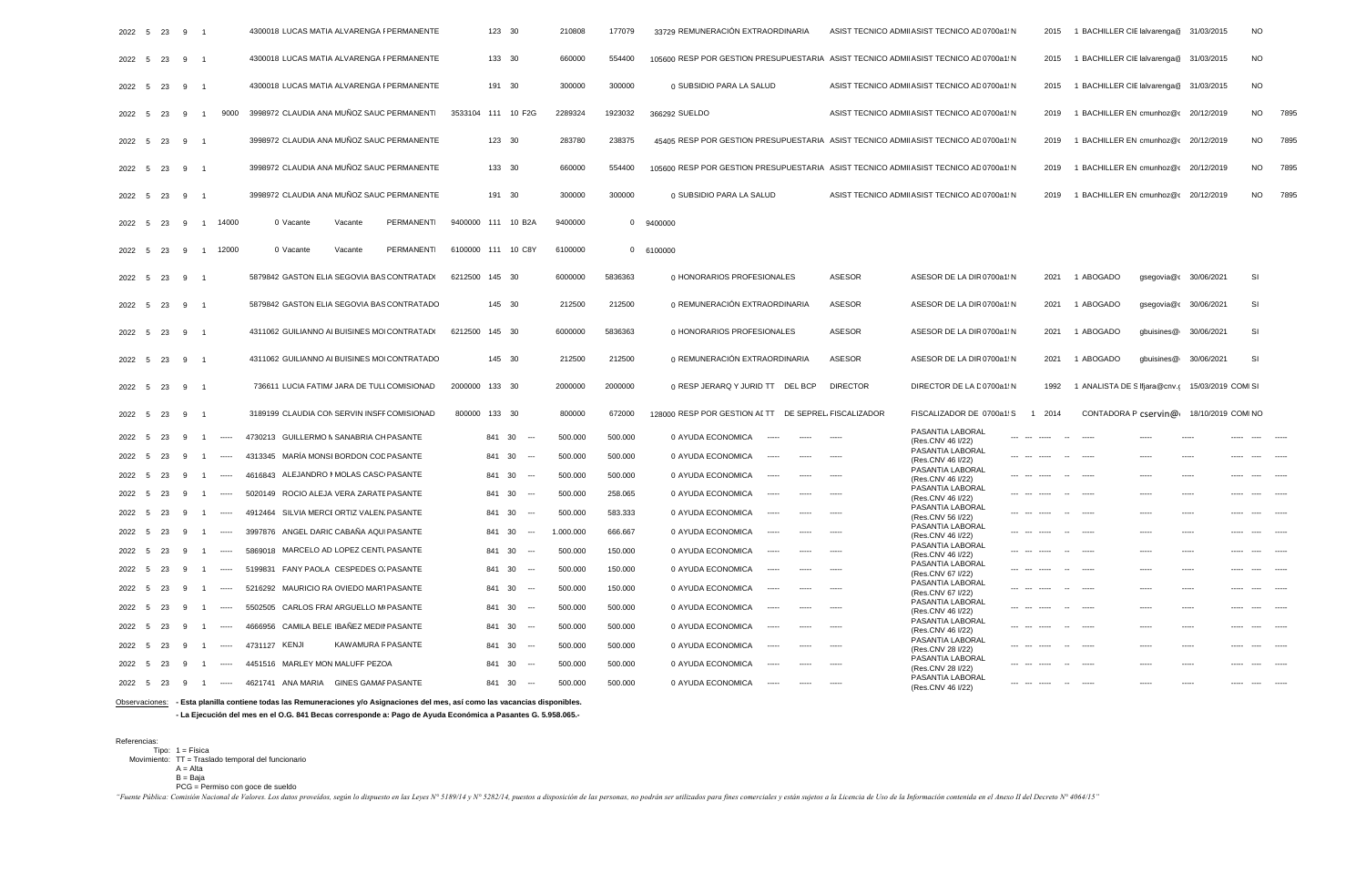| | | | | | | | | | | | | | | | | | | | | | | | | | | | |
|---|---|---|---|---|---|---|---|---|---|---|---|---|---|---|---|---|---|---|---|---|---|---|---|---|---|---|---|
| 2022 | 5 | 23 | 9 | 1 | | 4300018 | LUCAS MATIA ALVARENGA I | PERMANENTE | | 123 | 30 | | 210808 | 177079 | 33729 | REMUNERACIÓN EXTRAORDINARIA | | ASIST TECNICO ADMII | ASIST TECNICO AD | 0700a1! | N | 2015 | 1 | BACHILLER CIE | lalvarenga@ | 31/03/2015 | NO |
| 2022 | 5 | 23 | 9 | 1 | | 4300018 | LUCAS MATIA ALVARENGA I | PERMANENTE | | 133 | 30 | | 660000 | 554400 | 105600 | RESP POR GESTION PRESUPUESTARIA | | ASIST TECNICO ADMII | ASIST TECNICO AD | 0700a1! | N | 2015 | 1 | BACHILLER CIE | lalvarenga@ | 31/03/2015 | NO |
| 2022 | 5 | 23 | 9 | 1 | | 4300018 | LUCAS MATIA ALVARENGA I | PERMANENTE | | 191 | 30 | | 300000 | 300000 | 0 | SUBSIDIO PARA LA SALUD | | ASIST TECNICO ADMII | ASIST TECNICO AD | 0700a1! | N | 2015 | 1 | BACHILLER CIE | lalvarenga@ | 31/03/2015 | NO |
| 2022 | 5 | 23 | 9 | 1 | 9000 | 3998972 | CLAUDIA ANA MUÑOZ SAUC | PERMANENTI | 3533104 | 111 | 10 | F2G | 2289324 | 1923032 | 366292 | SUELDO | | ASIST TECNICO ADMII | ASIST TECNICO AD | 0700a1! | N | 2019 | 1 | BACHILLER EN | cmunhoz@ | 20/12/2019 | NO 7895 |
| 2022 | 5 | 23 | 9 | 1 | | 3998972 | CLAUDIA ANA MUÑOZ SAUC | PERMANENTE | | 123 | 30 | | 283780 | 238375 | 45405 | RESP POR GESTION PRESUPUESTARIA | | ASIST TECNICO ADMII | ASIST TECNICO AD | 0700a1! | N | 2019 | 1 | BACHILLER EN | cmunhoz@ | 20/12/2019 | NO 7895 |
| 2022 | 5 | 23 | 9 | 1 | | 3998972 | CLAUDIA ANA MUÑOZ SAUC | PERMANENTE | | 133 | 30 | | 660000 | 554400 | 105600 | RESP POR GESTION PRESUPUESTARIA | | ASIST TECNICO ADMII | ASIST TECNICO AD | 0700a1! | N | 2019 | 1 | BACHILLER EN | cmunhoz@ | 20/12/2019 | NO 7895 |
| 2022 | 5 | 23 | 9 | 1 | | 3998972 | CLAUDIA ANA MUÑOZ SAUC | PERMANENTE | | 191 | 30 | | 300000 | 300000 | 0 | SUBSIDIO PARA LA SALUD | | ASIST TECNICO ADMII | ASIST TECNICO AD | 0700a1! | N | 2019 | 1 | BACHILLER EN | cmunhoz@ | 20/12/2019 | NO 7895 |
| 2022 | 5 | 23 | 9 | 1 | 14000 | 0 | Vacante Vacante | PERMANENTI | 9400000 | 111 | 10 | B2A | 9400000 | 0 | 9400000 | | | | | | | | | | | | |
| 2022 | 5 | 23 | 9 | 1 | 12000 | 0 | Vacante Vacante | PERMANENTI | 6100000 | 111 | 10 | C8Y | 6100000 | 0 | 6100000 | | | | | | | | | | | | |
| 2022 | 5 | 23 | 9 | 1 | | 5879842 | GASTON ELIA SEGOVIA BAS | CONTRATAD( | 6212500 | 145 | 30 | | 6000000 | 5836363 | 0 | HONORARIOS PROFESIONALES | | ASESOR | ASESOR DE LA DIR | 0700a1! | N | 2021 | 1 | ABOGADO | gsegovia@ | 30/06/2021 | SI |
| 2022 | 5 | 23 | 9 | 1 | | 5879842 | GASTON ELIA SEGOVIA BAS | CONTRATADO | | 145 | 30 | | 212500 | 212500 | 0 | REMUNERACIÓN EXTRAORDINARIA | | ASESOR | ASESOR DE LA DIR | 0700a1! | N | 2021 | 1 | ABOGADO | gsegovia@ | 30/06/2021 | SI |
| 2022 | 5 | 23 | 9 | 1 | | 4311062 | GUILIANNO AI BUISINES MO | CONTRATAD( | 6212500 | 145 | 30 | | 6000000 | 5836363 | 0 | HONORARIOS PROFESIONALES | | ASESOR | ASESOR DE LA DIR | 0700a1! | N | 2021 | 1 | ABOGADO | gbuisines@ | 30/06/2021 | SI |
| 2022 | 5 | 23 | 9 | 1 | | 4311062 | GUILIANNO AI BUISINES MO | CONTRATADO | | 145 | 30 | | 212500 | 212500 | 0 | REMUNERACIÓN EXTRAORDINARIA | | ASESOR | ASESOR DE LA DIR | 0700a1! | N | 2021 | 1 | ABOGADO | gbuisines@ | 30/06/2021 | SI |
| 2022 | 5 | 23 | 9 | 1 | | 736611 | LUCIA FATIMA JARA DE TULI | COMISIONAD | 2000000 | 133 | 30 | | 2000000 | 2000000 | 0 | RESP JERARQ Y JURID TT | DEL BCP | DIRECTOR | DIRECTOR DE LA D | 0700a1! | N | 1992 | 1 | ANALISTA DE S | lfjara@cnv.( | 15/03/2019 | COMI SI |
| 2022 | 5 | 23 | 9 | 1 | | 3189199 | CLAUDIA CON SERVIN INSFF | COMISIONAD | 800000 | 133 | 30 | | 800000 | 672000 | 128000 | RESP POR GESTION AL TT | DE SEPREL | FISCALIZADOR | FISCALIZADOR DE | 0700a1! | S | 1 2014 | | CONTADORA P | cservin@ | 18/10/2019 | COMI NO |
| 2022 | 5 | 23 | 9 | 1 | ----- | 4730213 | GUILLERMO N SANABRIA CH | PASANTE | | 841 | 30 | --- | 500.000 | 500.000 | 0 | AYUDA ECONOMICA | ----- ----- | ----- | PASANTIA LABORAL (Res.CNV 46 I/22) | --- --- ----- | -- | ----- | | ----- | ----- | ----- | ----- ---- ----- |
| 2022 | 5 | 23 | 9 | 1 | ----- | 4313345 | MARÍA MONSI BORDON COD | PASANTE | | 841 | 30 | --- | 500.000 | 500.000 | 0 | AYUDA ECONOMICA | ----- ----- | ----- | PASANTIA LABORAL (Res.CNV 46 I/22) | --- --- ----- | -- | ----- | | ----- | ----- | ----- | ----- ---- ----- |
| 2022 | 5 | 23 | 9 | 1 | ----- | 4616843 | ALEJANDRO I MOLAS CASC | PASANTE | | 841 | 30 | --- | 500.000 | 500.000 | 0 | AYUDA ECONOMICA | ----- ----- | ----- | PASANTIA LABORAL (Res.CNV 46 I/22) | --- --- ----- | -- | ----- | | ----- | ----- | ----- | ----- ---- ----- |
| 2022 | 5 | 23 | 9 | 1 | ----- | 5020149 | ROCIO ALEJA VERA ZARATE | PASANTE | | 841 | 30 | --- | 500.000 | 258.065 | 0 | AYUDA ECONOMICA | ----- ----- | ----- | PASANTIA LABORAL (Res.CNV 46 I/22) | --- --- ----- | -- | ----- | | ----- | ----- | ----- | ----- ---- ----- |
| 2022 | 5 | 23 | 9 | 1 | ----- | 4912464 | SILVIA MERCI ORTIZ VALEN | PASANTE | | 841 | 30 | --- | 500.000 | 583.333 | 0 | AYUDA ECONOMICA | ----- ----- | ----- | PASANTIA LABORAL (Res.CNV 56 I/22) | --- --- ----- | -- | ----- | | ----- | ----- | ----- | ----- ---- ----- |
| 2022 | 5 | 23 | 9 | 1 | ----- | 3997876 | ANGEL DARIC CABAÑA AQUI | PASANTE | | 841 | 30 | --- | 1.000.000 | 666.667 | 0 | AYUDA ECONOMICA | ----- ----- | ----- | PASANTIA LABORAL (Res.CNV 46 I/22) | --- --- ----- | -- | ----- | | ----- | ----- | ----- | ----- ---- ----- |
| 2022 | 5 | 23 | 9 | 1 | ----- | 5869018 | MARCELO AD LOPEZ CENTU | PASANTE | | 841 | 30 | --- | 500.000 | 150.000 | 0 | AYUDA ECONOMICA | ----- ----- | ----- | PASANTIA LABORAL (Res.CNV 46 I/22) | --- --- ----- | -- | ----- | | ----- | ----- | ----- | ----- ---- ----- |
| 2022 | 5 | 23 | 9 | 1 | ----- | 5199831 | FANY PAOLA CESPEDES O | PASANTE | | 841 | 30 | --- | 500.000 | 150.000 | 0 | AYUDA ECONOMICA | ----- ----- | ----- | PASANTIA LABORAL (Res.CNV 67 I/22) | --- --- ----- | -- | ----- | | ----- | ----- | ----- | ----- ---- ----- |
| 2022 | 5 | 23 | 9 | 1 | ----- | 5216292 | MAURICIO RA OVIEDO MAR | PASANTE | | 841 | 30 | --- | 500.000 | 150.000 | 0 | AYUDA ECONOMICA | ----- ----- | ----- | PASANTIA LABORAL (Res.CNV 67 I/22) | --- --- ----- | -- | ----- | | ----- | ----- | ----- | ----- ---- ----- |
| 2022 | 5 | 23 | 9 | 1 | ----- | 5502505 | CARLOS FRAI ARGUELLO M | PASANTE | | 841 | 30 | --- | 500.000 | 500.000 | 0 | AYUDA ECONOMICA | ----- ----- | ----- | PASANTIA LABORAL (Res.CNV 46 I/22) | --- --- ----- | -- | ----- | | ----- | ----- | ----- | ----- ---- ----- |
| 2022 | 5 | 23 | 9 | 1 | ----- | 4666956 | CAMILA BELE IBAÑEZ MEDI | PASANTE | | 841 | 30 | --- | 500.000 | 500.000 | 0 | AYUDA ECONOMICA | ----- ----- | ----- | PASANTIA LABORAL (Res.CNV 28 I/22) | --- --- ----- | -- | ----- | | ----- | ----- | ----- | ----- ---- ----- |
| 2022 | 5 | 23 | 9 | 1 | ----- | 4731127 | KENJI KAWAMURA F | PASANTE | | 841 | 30 | --- | 500.000 | 500.000 | 0 | AYUDA ECONOMICA | ----- ----- | ----- | PASANTIA LABORAL (Res.CNV 28 I/22) | --- --- ----- | -- | ----- | | ----- | ----- | ----- | ----- ---- ----- |
| 2022 | 5 | 23 | 9 | 1 | ----- | 4451516 | MARLEY MON MALUFF PEZOA | | | 841 | 30 | --- | 500.000 | 500.000 | 0 | AYUDA ECONOMICA | ----- ----- | ----- | PASANTIA LABORAL (Res.CNV 28 I/22) | --- --- ----- | -- | ----- | | ----- | ----- | ----- | ----- ---- ----- |
| 2022 | 5 | 23 | 9 | 1 | ----- | 4621741 | ANA MARIA GINES GAMAF | PASANTE | | 841 | 30 | --- | 500.000 | 500.000 | 0 | AYUDA ECONOMICA | ----- ----- | ----- | PASANTIA LABORAL (Res.CNV 46 I/22) | --- --- ----- | -- | ----- | | ----- | ----- | ----- | ----- ---- ----- |

Observaciones: **- Esta planilla contiene todas las Remuneraciones y/o Asignaciones del mes, así como las vacancias disponibles.**

**- La Ejecución del mes en el O.G. 841 Becas corresponde a: Pago de Ayuda Económica a Pasantes G. 5.958.065.-**

Referencias:
Tipo: 1 = Física
Movimiento: TT = Traslado temporal del funcionario
A = Alta
B = Baja
PCG = Permiso con goce de sueldo

*"Fuente Pública: Comisión Nacional de Valores. Los datos proveídos, según lo dispuesto en las Leyes N° 5189/14 y N° 5282/14, puestos a disposición de las personas, no podrán ser utilizados para fines comerciales y están sujetos a la Licencia de Uso de la Información contenida en el Anexo II del Decreto N° 4064/15"*